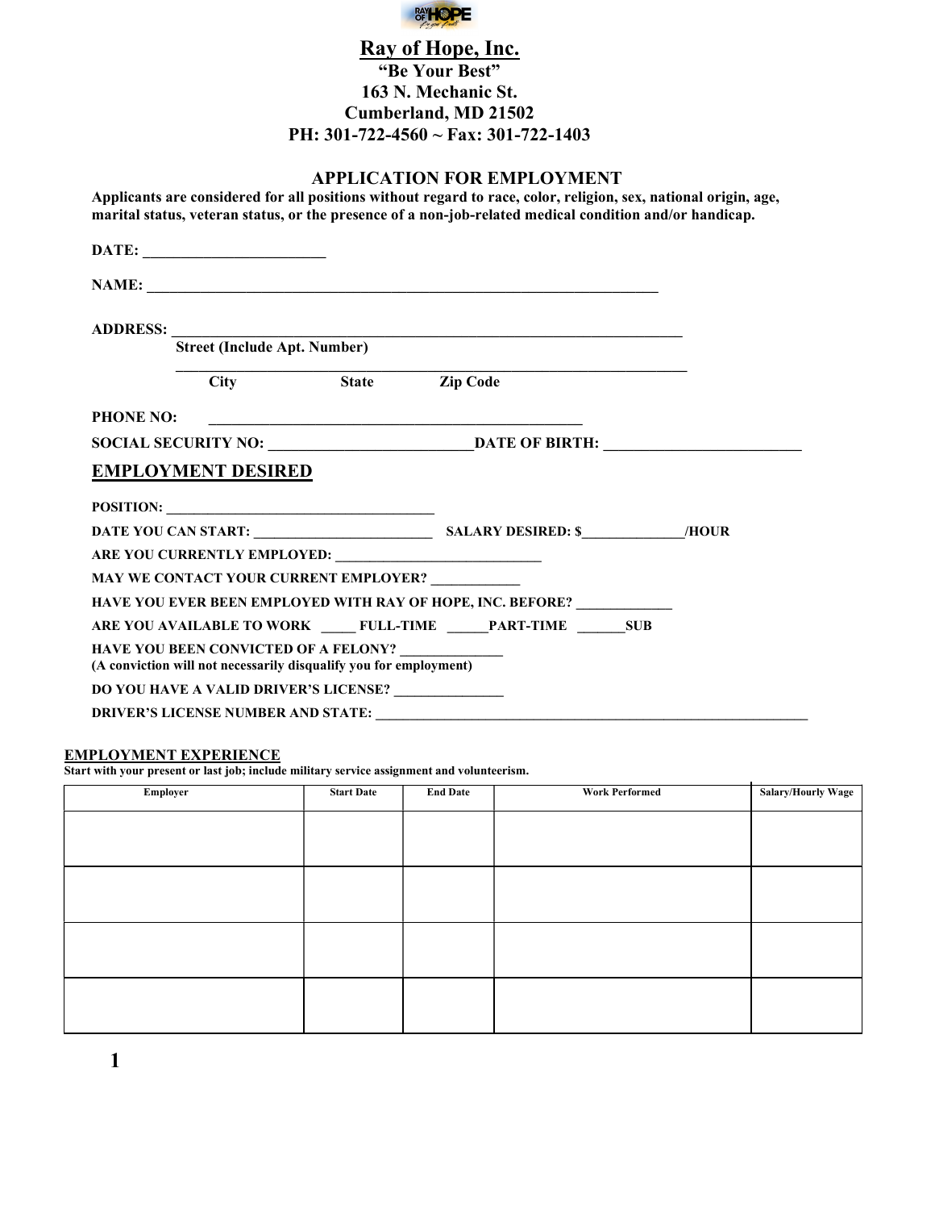# Ray of Hope, Inc.

**"Be Your Best"**
**163 N. Mechanic St.**
**Cumberland, MD 21502**
**PH: 301-722-4560 ~ Fax: 301-722-1403**

## APPLICATION FOR EMPLOYMENT

**Applicants are considered for all positions without regard to race, color, religion, sex, national origin, age, marital status, veteran status, or the presence of a non-job-related medical condition and/or handicap.**

**DATE:** ________________________

**NAME:** ______________________________________________________________________

**ADDRESS:** ______________________________________________________________________
**Street (Include Apt. Number)**

______________________________________________________________________
**City State Zip Code**

**PHONE NO:** ___________________________________________________

**SOCIAL SECURITY NO:** ___________________________ **DATE OF BIRTH:** __________________________

## EMPLOYMENT DESIRED

**POSITION:** ______________________________________

**DATE YOU CAN START:** _________________________ **SALARY DESIRED: $**______________**/HOUR**

**ARE YOU CURRENTLY EMPLOYED:** _____________________________

**MAY WE CONTACT YOUR CURRENT EMPLOYER?** ____________

**HAVE YOU EVER BEEN EMPLOYED WITH RAY OF HOPE, INC. BEFORE?** _____________

**ARE YOU AVAILABLE TO WORK** _____ **FULL-TIME** ______**PART-TIME** _______**SUB**

**HAVE YOU BEEN CONVICTED OF A FELONY?** ______________
**(A conviction will not necessarily disqualify you for employment)**

**DO YOU HAVE A VALID DRIVER'S LICENSE?** _______________

**DRIVER'S LICENSE NUMBER AND STATE:** _______________________________________________________________

**EMPLOYMENT EXPERIENCE**

**Start with your present or last job; include military service assignment and volunteerism.**

| Employer | Start Date | End Date | Work Performed | Salary/Hourly Wage |
|---|---|---|---|---|
| | | | | |
| | | | | |
| | | | | |
| | | | | |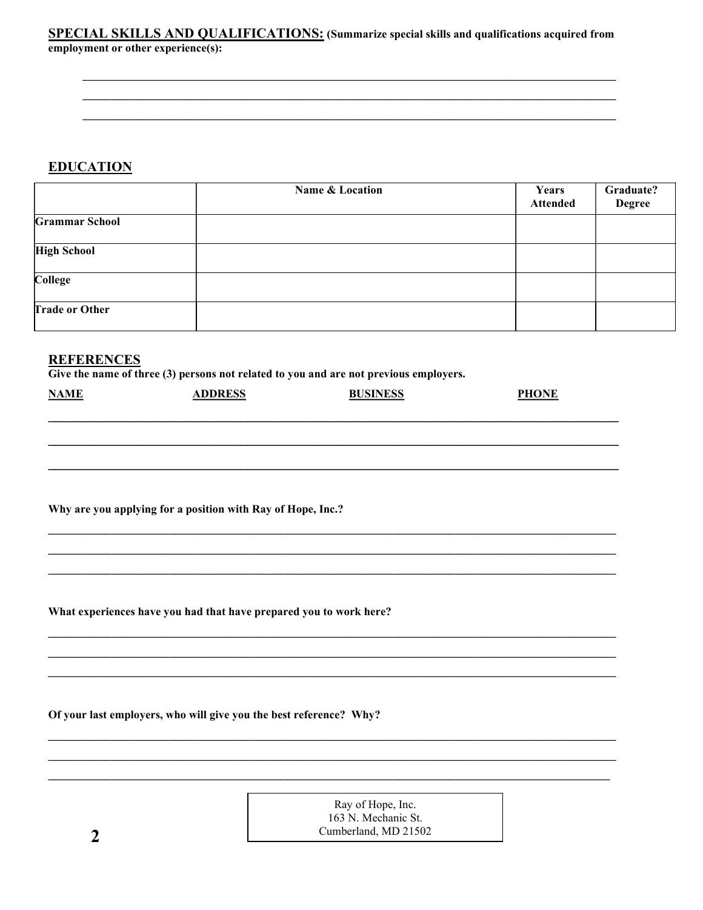**SPECIAL SKILLS AND QUALIFICATIONS:** **(Summarize special skills and qualifications acquired from employment or other experience(s):**

______________________________________________________________________________

______________________________________________________________________________

______________________________________________________________________________

## EDUCATION

| | Name & Location | Years Attended | Graduate? Degree |
|---|---|---|---|
| **Grammar School** | | | |
| **High School** | | | |
| **College** | | | |
| **Trade or Other** | | | |

## REFERENCES

**Give the name of three (3) persons not related to you and are not previous employers.**

| NAME | ADDRESS | BUSINESS | PHONE |
|---|---|---|---|
| | | | |
| | | | |
| | | | |

**Why are you applying for a position with Ray of Hope, Inc.?**

______________________________________________________________________________

______________________________________________________________________________

______________________________________________________________________________

**What experiences have you had that have prepared you to work here?**

______________________________________________________________________________

______________________________________________________________________________

______________________________________________________________________________

**Of your last employers, who will give you the best reference? Why?**

______________________________________________________________________________

______________________________________________________________________________

______________________________________________________________________________

Ray of Hope, Inc.
163 N. Mechanic St.
Cumberland, MD 21502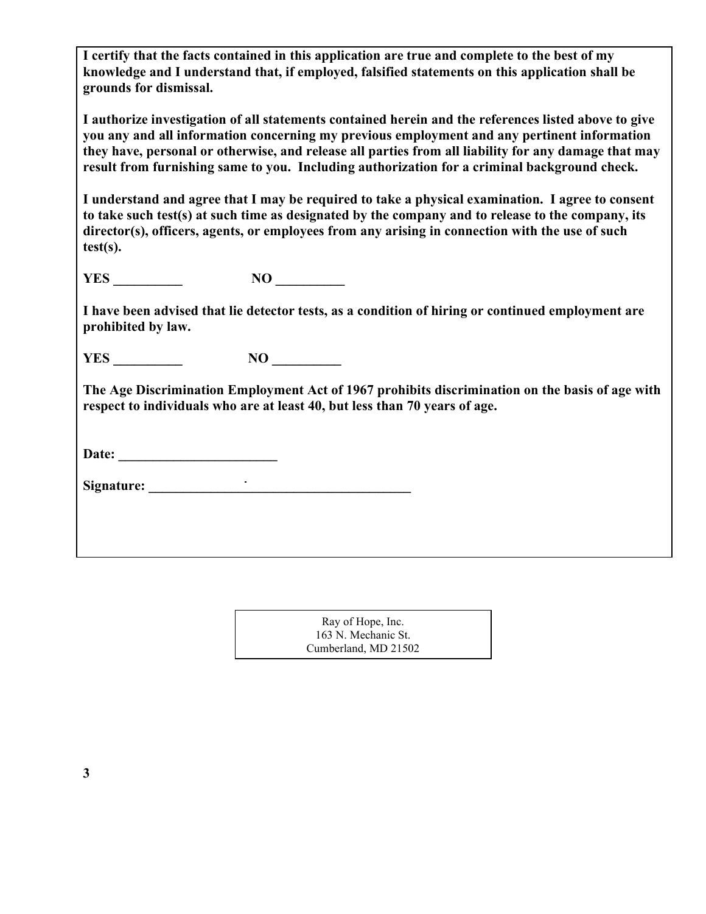**I certify that the facts contained in this application are true and complete to the best of my knowledge and I understand that, if employed, falsified statements on this application shall be grounds for dismissal.**

**I authorize investigation of all statements contained herein and the references listed above to give you any and all information concerning my previous employment and any pertinent information they have, personal or otherwise, and release all parties from all liability for any damage that may result from furnishing same to you. Including authorization for a criminal background check.**

**I understand and agree that I may be required to take a physical examination. I agree to consent to take such test(s) at such time as designated by the company and to release to the company, its director(s), officers, agents, or employees from any arising in connection with the use of such test(s).**

**YES __________ NO __________**

**I have been advised that lie detector tests, as a condition of hiring or continued employment are prohibited by law.**

**YES __________ NO __________**

**The Age Discrimination Employment Act of 1967 prohibits discrimination on the basis of age with respect to individuals who are at least 40, but less than 70 years of age.**

**Date: _______________________**

**Signature: ______________________________________**

Ray of Hope, Inc.
163 N. Mechanic St.
Cumberland, MD 21502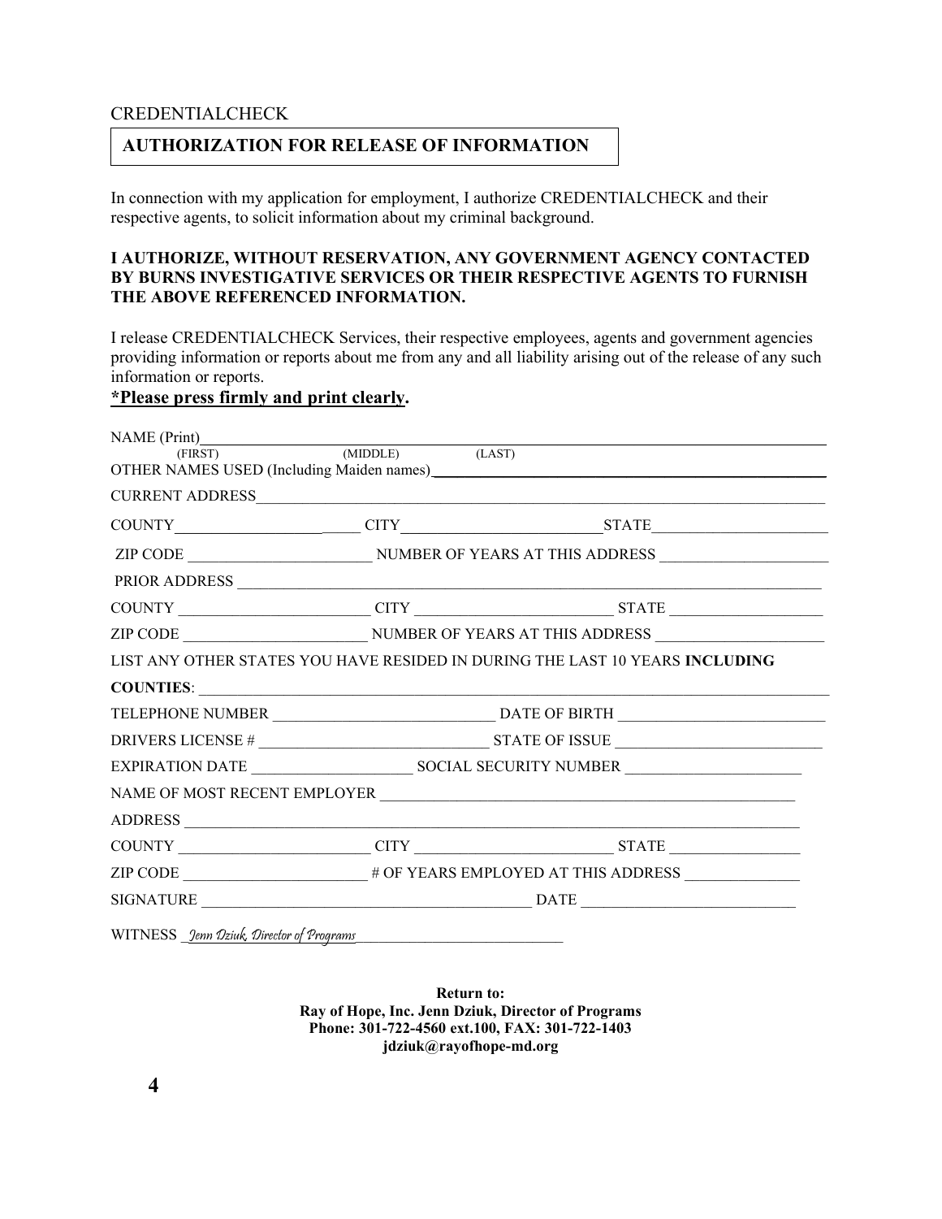CREDENTIALCHECK

## AUTHORIZATION FOR RELEASE OF INFORMATION

In connection with my application for employment, I authorize CREDENTIALCHECK and their respective agents, to solicit information about my criminal background.

**I AUTHORIZE, WITHOUT RESERVATION, ANY GOVERNMENT AGENCY CONTACTED BY BURNS INVESTIGATIVE SERVICES OR THEIR RESPECTIVE AGENTS TO FURNISH THE ABOVE REFERENCED INFORMATION.**

I release CREDENTIALCHECK Services, their respective employees, agents and government agencies providing information or reports about me from any and all liability arising out of the release of any such information or reports.

**<u>*Please press firmly and print clearly</u>.**

NAME (Print)______________________________________________________________
(FIRST) (MIDDLE) (LAST)

OTHER NAMES USED (Including Maiden names)______________________________

CURRENT ADDRESS__________________________________________________________

COUNTY______________________ CITY__________________________ STATE______________________

ZIP CODE ______________________ NUMBER OF YEARS AT THIS ADDRESS ______________________

PRIOR ADDRESS ____________________________________________________________

COUNTY ______________________ CITY ______________________ STATE ______________________

ZIP CODE ______________________ NUMBER OF YEARS AT THIS ADDRESS ______________________

LIST ANY OTHER STATES YOU HAVE RESIDED IN DURING THE LAST 10 YEARS **INCLUDING COUNTIES**: ______________________________________________________________

TELEPHONE NUMBER ______________________ DATE OF BIRTH ______________________

DRIVERS LICENSE # ______________________ STATE OF ISSUE ______________________

EXPIRATION DATE ______________________ SOCIAL SECURITY NUMBER ______________________

NAME OF MOST RECENT EMPLOYER ______________________________________________

ADDRESS __________________________________________________________________

COUNTY ______________________ CITY ______________________ STATE ______________________

ZIP CODE ______________________ # OF YEARS EMPLOYED AT THIS ADDRESS ______________________

SIGNATURE ______________________________________ DATE ______________________

WITNESS _*Jenn Dziuk, Director of Programs*______________________

**Return to:**
**Ray of Hope, Inc. Jenn Dziuk, Director of Programs**
**Phone: 301-722-4560 ext.100, FAX: 301-722-1403**
**jdziuk@rayofhope-md.org**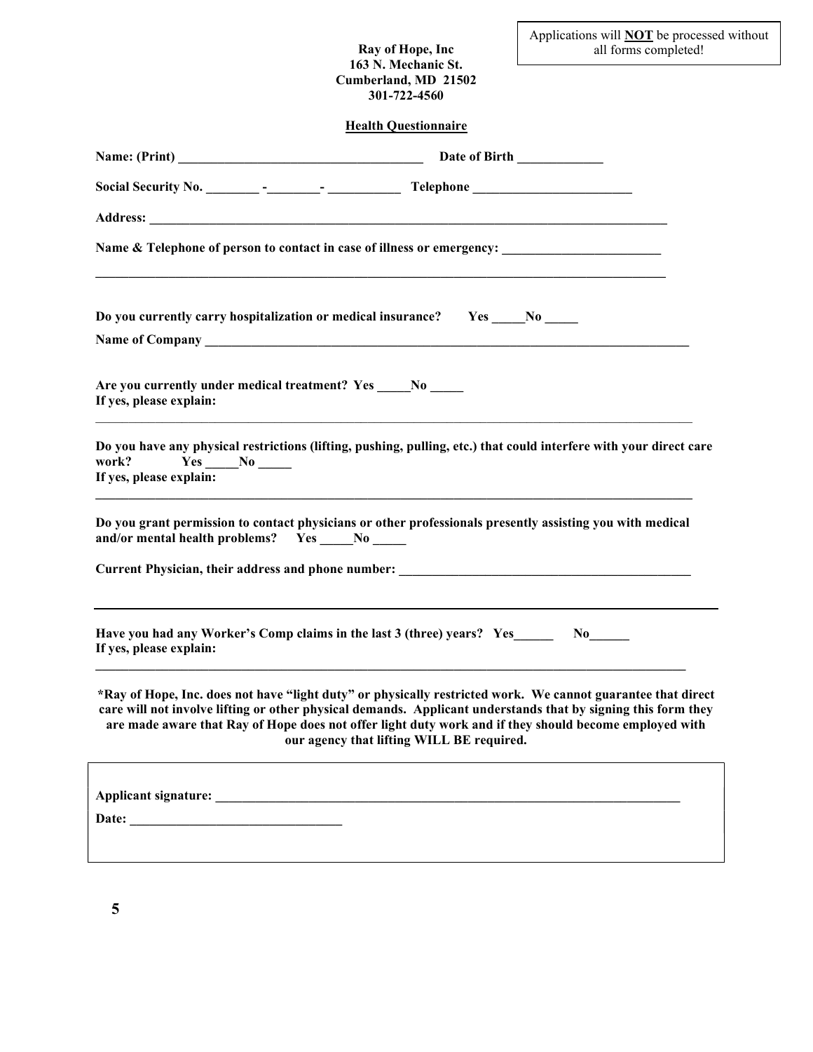Applications will **NOT** be processed without all forms completed!

**Ray of Hope, Inc**
**163 N. Mechanic St.**
**Cumberland, MD 21502**
**301-722-4560**

## Health Questionnaire

**Name: (Print) ____________________________________ Date of Birth _____________**

**Social Security No. ________ -________- ___________ Telephone ________________________**

**Address: ___________________________________________________________________________________**

**Name & Telephone of person to contact in case of illness or emergency: ________________________**

**___________________________________________________________________________________________**

**Do you currently carry hospitalization or medical insurance? Yes _____No _____**

**Name of Company _______________________________________________________________________________**

**Are you currently under medical treatment? Yes _____No _____**
**If yes, please explain:**

___________________________________________________________________________________________

**Do you have any physical restrictions (lifting, pushing, pulling, etc.) that could interfere with your direct care work? Yes _____No _____**
**If yes, please explain:**

___________________________________________________________________________________________

**Do you grant permission to contact physicians or other professionals presently assisting you with medical and/or mental health problems? Yes _____No _____**

**Current Physician, their address and phone number: ______________________________________________**

___________________________________________________________________________________________

**Have you had any Worker's Comp claims in the last 3 (three) years? Yes______ No______**
**If yes, please explain:**

___________________________________________________________________________________________

**\*Ray of Hope, Inc. does not have "light duty" or physically restricted work. We cannot guarantee that direct care will not involve lifting or other physical demands. Applicant understands that by signing this form they are made aware that Ray of Hope does not offer light duty work and if they should become employed with our agency that lifting WILL BE required.**

**Applicant signature: _________________________________________________________________________**

**Date: ________________________________**